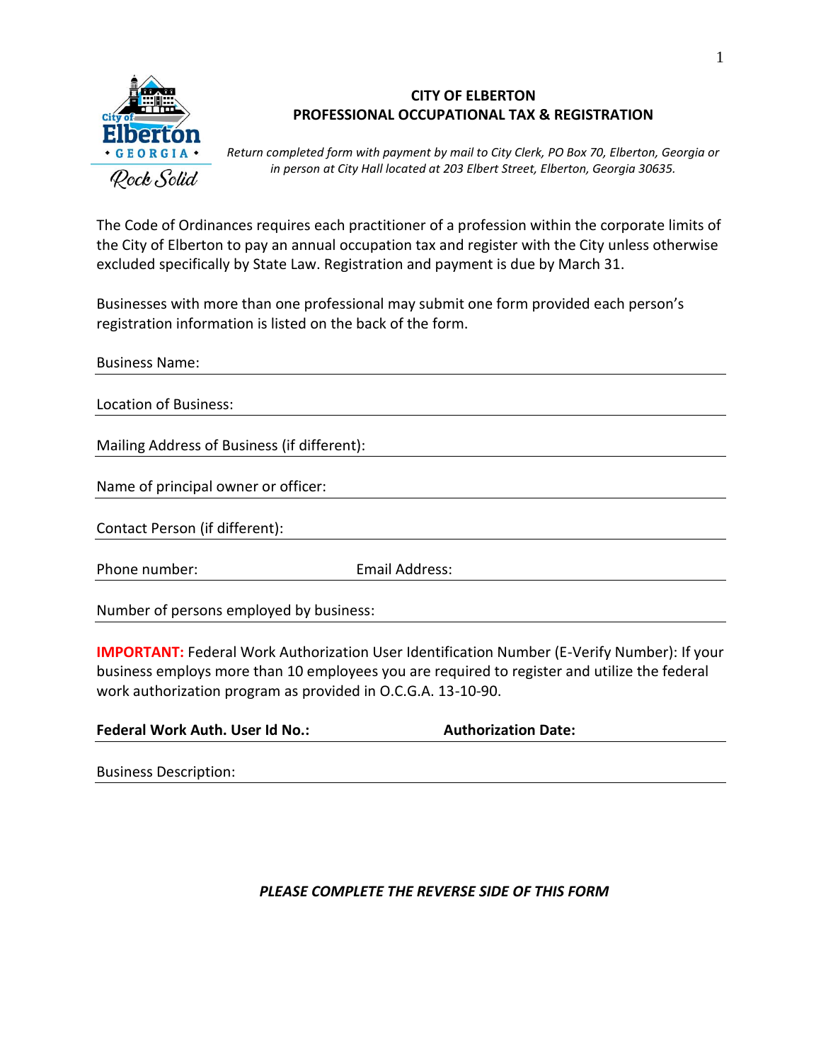# CITY OF ELBERTON
## PROFESSIONAL OCCUPATIONAL TAX & REGISTRATION

*Return completed form with payment by mail to City Clerk, PO Box 70, Elberton, Georgia or in person at City Hall located at 203 Elbert Street, Elberton, Georgia 30635.*

The Code of Ordinances requires each practitioner of a profession within the corporate limits of the City of Elberton to pay an annual occupation tax and register with the City unless otherwise excluded specifically by State Law. Registration and payment is due by March 31.

Businesses with more than one professional may submit one form provided each person's registration information is listed on the back of the form.

Business Name: \_\_\_\_\_\_\_\_\_\_\_\_\_\_\_\_\_\_\_\_\_\_\_\_\_\_\_\_\_\_

Location of Business: \_\_\_\_\_\_\_\_\_\_\_\_\_\_\_\_\_\_\_\_\_\_\_\_\_\_\_\_\_\_

Mailing Address of Business (if different): \_\_\_\_\_\_\_\_\_\_\_\_\_\_\_\_\_\_\_\_\_\_\_\_\_\_\_\_\_\_

Name of principal owner or officer: \_\_\_\_\_\_\_\_\_\_\_\_\_\_\_\_\_\_\_\_\_\_\_\_\_\_\_\_\_\_

Contact Person (if different): \_\_\_\_\_\_\_\_\_\_\_\_\_\_\_\_\_\_\_\_\_\_\_\_\_\_\_\_\_\_

Phone number: \_\_\_\_\_\_\_\_\_\_\_\_\_\_\_ Email Address: \_\_\_\_\_\_\_\_\_\_\_\_\_\_\_\_\_\_\_\_\_\_\_\_\_\_\_\_\_\_

Number of persons employed by business: \_\_\_\_\_\_\_\_\_\_\_\_\_\_\_\_\_\_\_\_\_\_\_\_\_\_\_\_\_\_

**IMPORTANT:** Federal Work Authorization User Identification Number (E-Verify Number): If your business employs more than 10 employees you are required to register and utilize the federal work authorization program as provided in O.C.G.A. 13-10-90.

**Federal Work Auth. User Id No.:** \_\_\_\_\_\_\_\_\_\_\_\_\_\_\_ **Authorization Date:** \_\_\_\_\_\_\_\_\_\_\_\_\_\_\_

Business Description: \_\_\_\_\_\_\_\_\_\_\_\_\_\_\_\_\_\_\_\_\_\_\_\_\_\_\_\_\_\_

***PLEASE COMPLETE THE REVERSE SIDE OF THIS FORM***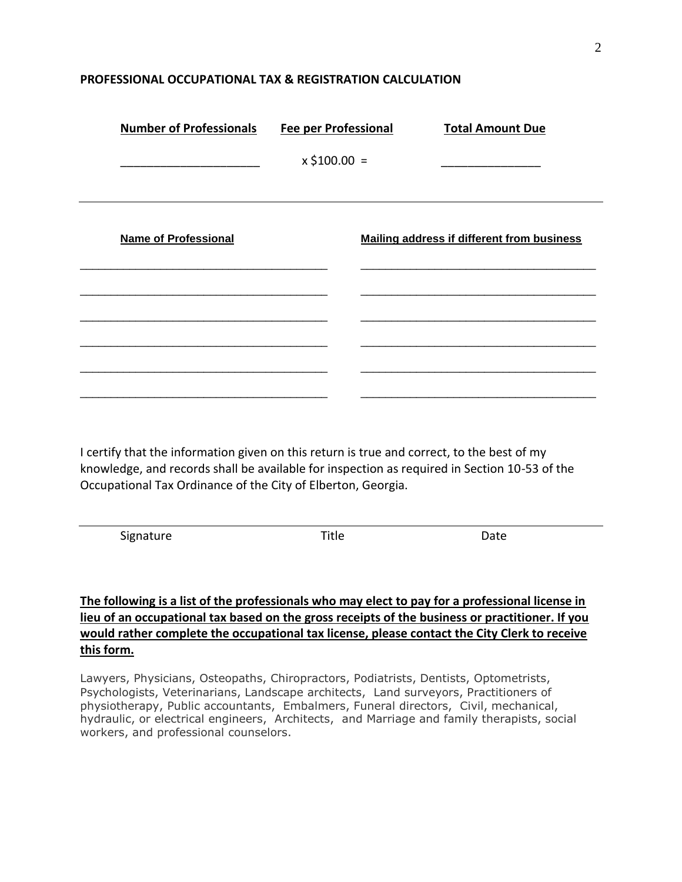**PROFESSIONAL OCCUPATIONAL TAX & REGISTRATION CALCULATION**

| Number of Professionals | Fee per Professional | Total Amount Due |
|---|---|---|
| ____________________ | x $100.00 = | ______________ |

---

| Name of Professional | Mailing address if different from business |
|---|---|
| ________________________________ | ________________________________ |
| ________________________________ | ________________________________ |
| ________________________________ | ________________________________ |
| ________________________________ | ________________________________ |
| ________________________________ | ________________________________ |
| ________________________________ | ________________________________ |

I certify that the information given on this return is true and correct, to the best of my knowledge, and records shall be available for inspection as required in Section 10-53 of the Occupational Tax Ordinance of the City of Elberton, Georgia.

______________________________________________________________

Signature                                        Title                                        Date

**The following is a list of the professionals who may elect to pay for a professional license in lieu of an occupational tax based on the gross receipts of the business or practitioner. If you would rather complete the occupational tax license, please contact the City Clerk to receive this form.**

Lawyers, Physicians, Osteopaths, Chiropractors, Podiatrists, Dentists, Optometrists, Psychologists, Veterinarians, Landscape architects, Land surveyors, Practitioners of physiotherapy, Public accountants, Embalmers, Funeral directors, Civil, mechanical, hydraulic, or electrical engineers, Architects, and Marriage and family therapists, social workers, and professional counselors.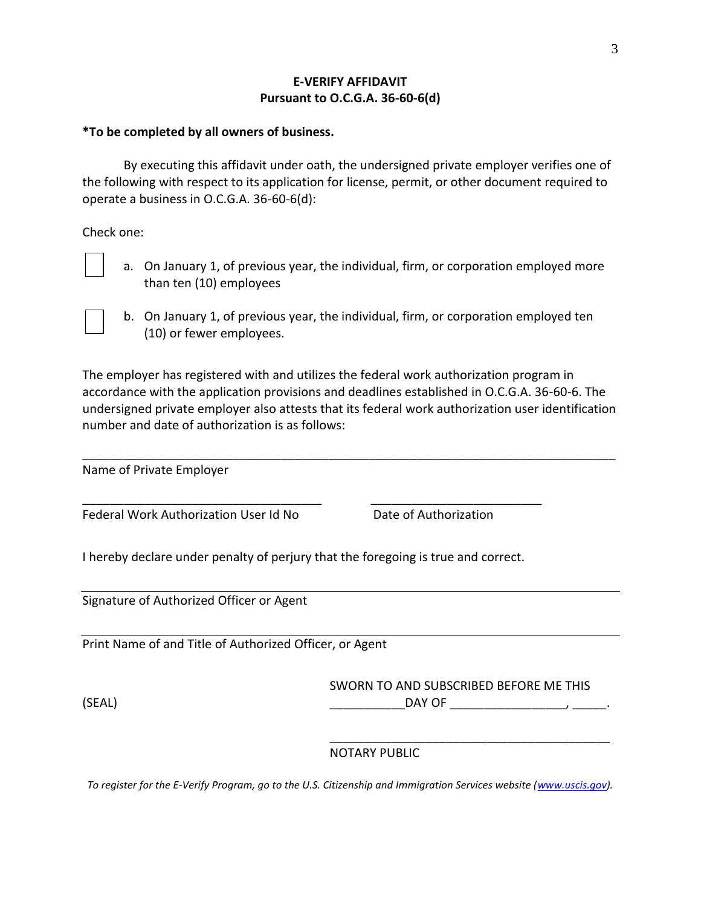**E-VERIFY AFFIDAVIT**
**Pursuant to O.C.G.A. 36-60-6(d)**

**\*To be completed by all owners of business.**

By executing this affidavit under oath, the undersigned private employer verifies one of the following with respect to its application for license, permit, or other document required to operate a business in O.C.G.A. 36-60-6(d):

Check one:

☐ a. On January 1, of previous year, the individual, firm, or corporation employed more than ten (10) employees

☐ b. On January 1, of previous year, the individual, firm, or corporation employed ten (10) or fewer employees.

The employer has registered with and utilizes the federal work authorization program in accordance with the application provisions and deadlines established in O.C.G.A. 36-60-6. The undersigned private employer also attests that its federal work authorization user identification number and date of authorization is as follows:

_______________________________________________________________________________
Name of Private Employer

___________________________________ &nbsp;&nbsp;&nbsp;&nbsp;&nbsp;&nbsp; _________________________
Federal Work Authorization User Id No &nbsp;&nbsp;&nbsp;&nbsp;&nbsp;&nbsp; Date of Authorization

I hereby declare under penalty of perjury that the foregoing is true and correct.

_______________________________________________________________________________
Signature of Authorized Officer or Agent

_______________________________________________________________________________
Print Name of and Title of Authorized Officer, or Agent

SWORN TO AND SUBSCRIBED BEFORE ME THIS

(SEAL) &nbsp;&nbsp;&nbsp;&nbsp;&nbsp;&nbsp; ___________DAY OF _________________, _____.

__________________________________________
NOTARY PUBLIC

*To register for the E-Verify Program, go to the U.S. Citizenship and Immigration Services website ([www.uscis.gov](http://www.uscis.gov)).*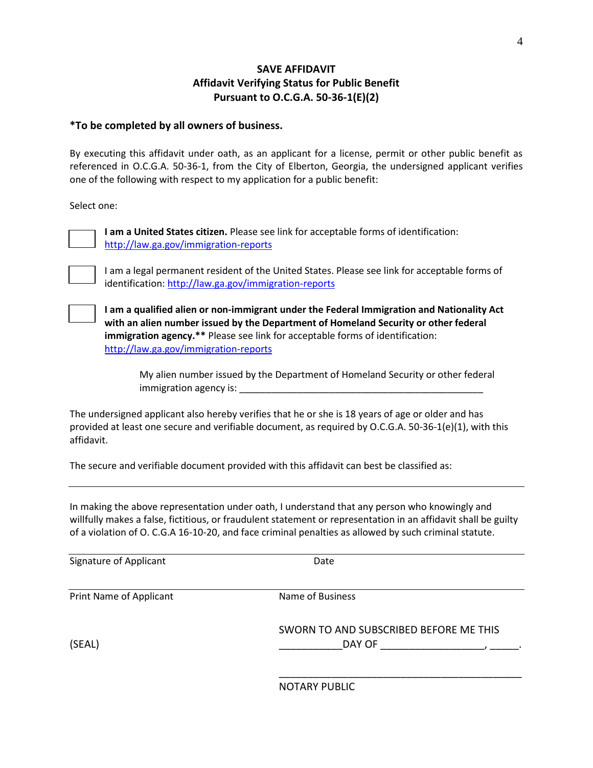# SAVE AFFIDAVIT
## Affidavit Verifying Status for Public Benefit
## Pursuant to O.C.G.A. 50-36-1(E)(2)

**\*To be completed by all owners of business.**

By executing this affidavit under oath, as an applicant for a license, permit or other public benefit as referenced in O.C.G.A. 50-36-1, from the City of Elberton, Georgia, the undersigned applicant verifies one of the following with respect to my application for a public benefit:

Select one:

☐ **I am a United States citizen.** Please see link for acceptable forms of identification: http://law.ga.gov/immigration-reports

☐ I am a legal permanent resident of the United States. Please see link for acceptable forms of identification: http://law.ga.gov/immigration-reports

☐ **I am a qualified alien or non-immigrant under the Federal Immigration and Nationality Act with an alien number issued by the Department of Homeland Security or other federal immigration agency.\*\*** Please see link for acceptable forms of identification: http://law.ga.gov/immigration-reports

My alien number issued by the Department of Homeland Security or other federal immigration agency is: _______________________________________________

The undersigned applicant also hereby verifies that he or she is 18 years of age or older and has provided at least one secure and verifiable document, as required by O.C.G.A. 50-36-1(e)(1), with this affidavit.

The secure and verifiable document provided with this affidavit can best be classified as:

_______________________________________________________________

In making the above representation under oath, I understand that any person who knowingly and willfully makes a false, fictitious, or fraudulent statement or representation in an affidavit shall be guilty of a violation of O. C.G.A 16-10-20, and face criminal penalties as allowed by such criminal statute.

_______________________________________________________________

Signature of Applicant Date

_______________________________________________________________

Print Name of Applicant Name of Business

(SEAL)

SWORN TO AND SUBSCRIBED BEFORE ME THIS
___________DAY OF __________________, _____.

_____________________________________________

NOTARY PUBLIC